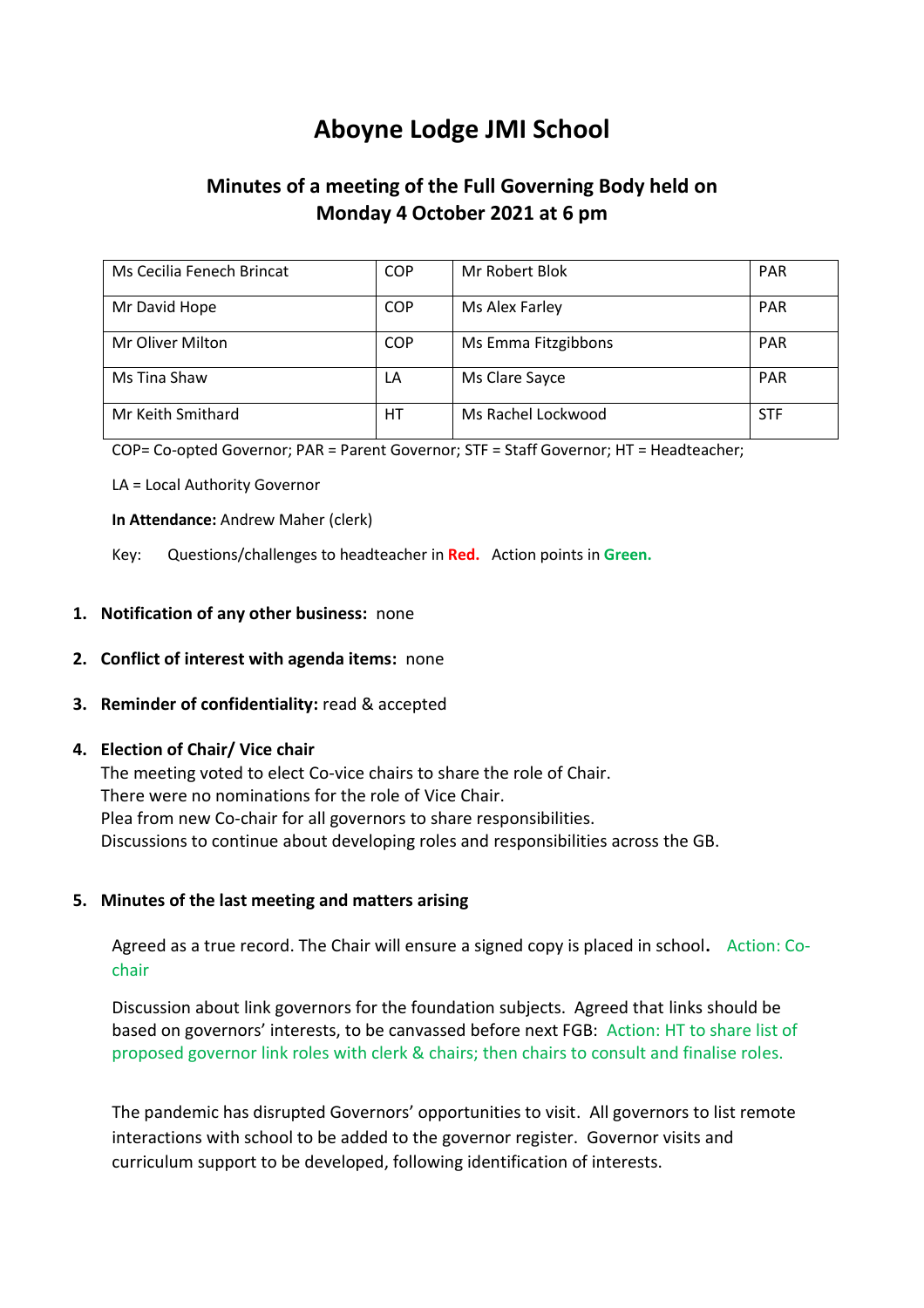# Aboyne Lodge JMI School

## Minutes of a meeting of the Full Governing Body held on Monday 4 October 2021 at 6 pm

| | | | |
|---|---|---|---|
| Ms Cecilia Fenech Brincat | COP | Mr Robert Blok | PAR |
| Mr David Hope | COP | Ms Alex Farley | PAR |
| Mr Oliver Milton | COP | Ms Emma Fitzgibbons | PAR |
| Ms Tina Shaw | LA | Ms Clare Sayce | PAR |
| Mr Keith Smithard | HT | Ms Rachel Lockwood | STF |

COP= Co-opted Governor; PAR = Parent Governor; STF = Staff Governor; HT = Headteacher;

LA = Local Authority Governor

**In Attendance:** Andrew Maher (clerk)

Key: Questions/challenges to headteacher in **Red.** Action points in **Green.**

1. **Notification of any other business:** none
2. **Conflict of interest with agenda items:** none
3. **Reminder of confidentiality:** read & accepted
4. **Election of Chair/ Vice chair**
   The meeting voted to elect Co-vice chairs to share the role of Chair.
   There were no nominations for the role of Vice Chair.
   Plea from new Co-chair for all governors to share responsibilities.
   Discussions to continue about developing roles and responsibilities across the GB.
5. **Minutes of the last meeting and matters arising**

   Agreed as a true record. The Chair will ensure a signed copy is placed in school. Action: Co-chair

   Discussion about link governors for the foundation subjects. Agreed that links should be based on governors' interests, to be canvassed before next FGB: Action: HT to share list of proposed governor link roles with clerk & chairs; then chairs to consult and finalise roles.

   The pandemic has disrupted Governors' opportunities to visit. All governors to list remote interactions with school to be added to the governor register. Governor visits and curriculum support to be developed, following identification of interests.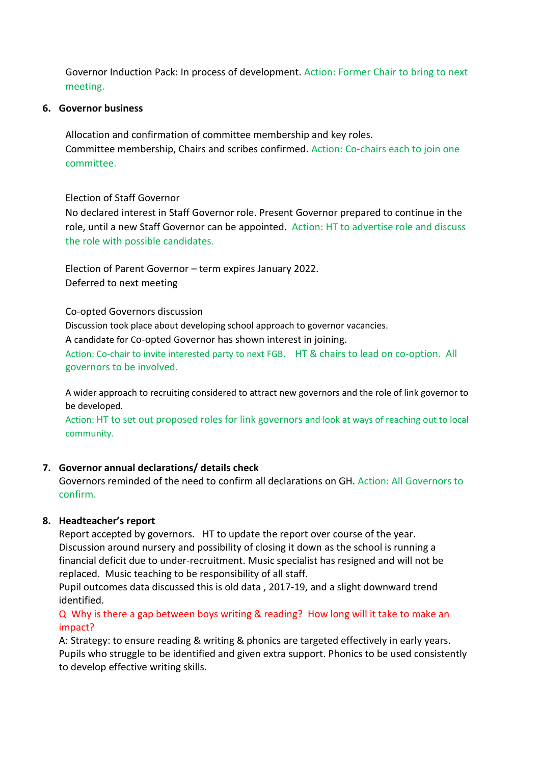Governor Induction Pack: In process of development. Action: Former Chair to bring to next meeting.

6. **Governor business**

   Allocation and confirmation of committee membership and key roles.
   Committee membership, Chairs and scribes confirmed. Action: Co-chairs each to join one committee.

   Election of Staff Governor
   No declared interest in Staff Governor role. Present Governor prepared to continue in the role, until a new Staff Governor can be appointed. Action: HT to advertise role and discuss the role with possible candidates.

   Election of Parent Governor – term expires January 2022.
   Deferred to next meeting

   Co-opted Governors discussion
   Discussion took place about developing school approach to governor vacancies.
   A candidate for Co-opted Governor has shown interest in joining.
   Action: Co-chair to invite interested party to next FGB. HT & chairs to lead on co-option. All governors to be involved.

   A wider approach to recruiting considered to attract new governors and the role of link governor to be developed.
   Action: HT to set out proposed roles for link governors and look at ways of reaching out to local community.

7. **Governor annual declarations/ details check**
   Governors reminded of the need to confirm all declarations on GH. Action: All Governors to confirm.

8. **Headteacher's report**
   Report accepted by governors. HT to update the report over course of the year.
   Discussion around nursery and possibility of closing it down as the school is running a financial deficit due to under-recruitment. Music specialist has resigned and will not be replaced. Music teaching to be responsibility of all staff.
   Pupil outcomes data discussed this is old data , 2017-19, and a slight downward trend identified.
   Q Why is there a gap between boys writing & reading? How long will it take to make an impact?
   A: Strategy: to ensure reading & writing & phonics are targeted effectively in early years. Pupils who struggle to be identified and given extra support. Phonics to be used consistently to develop effective writing skills.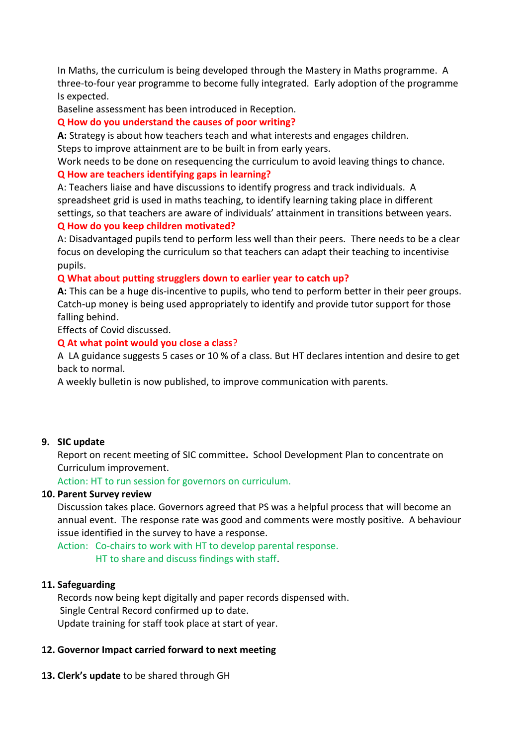In Maths, the curriculum is being developed through the Mastery in Maths programme. A three-to-four year programme to become fully integrated. Early adoption of the programme Is expected.

Baseline assessment has been introduced in Reception.

**Q How do you understand the causes of poor writing?**

**A:** Strategy is about how teachers teach and what interests and engages children.
Steps to improve attainment are to be built in from early years.
Work needs to be done on resequencing the curriculum to avoid leaving things to chance.

**Q How are teachers identifying gaps in learning?**

A: Teachers liaise and have discussions to identify progress and track individuals. A spreadsheet grid is used in maths teaching, to identify learning taking place in different settings, so that teachers are aware of individuals' attainment in transitions between years.

**Q How do you keep children motivated?**

A: Disadvantaged pupils tend to perform less well than their peers. There needs to be a clear focus on developing the curriculum so that teachers can adapt their teaching to incentivise pupils.

**Q What about putting strugglers down to earlier year to catch up?**

**A:** This can be a huge dis-incentive to pupils, who tend to perform better in their peer groups. Catch-up money is being used appropriately to identify and provide tutor support for those falling behind.

Effects of Covid discussed.

**Q At what point would you close a class?**

A LA guidance suggests 5 cases or 10 % of a class. But HT declares intention and desire to get back to normal.

A weekly bulletin is now published, to improve communication with parents.

9. **SIC update**

   Report on recent meeting of SIC committee**.** School Development Plan to concentrate on Curriculum improvement.

   Action: HT to run session for governors on curriculum.

10. **Parent Survey review**

    Discussion takes place. Governors agreed that PS was a helpful process that will become an annual event. The response rate was good and comments were mostly positive. A behaviour issue identified in the survey to have a response.

    Action: Co-chairs to work with HT to develop parental response.
    HT to share and discuss findings with staff.

11. **Safeguarding**

    Records now being kept digitally and paper records dispensed with.
    Single Central Record confirmed up to date.
    Update training for staff took place at start of year.

12. **Governor Impact carried forward to next meeting**

13. **Clerk's update** to be shared through GH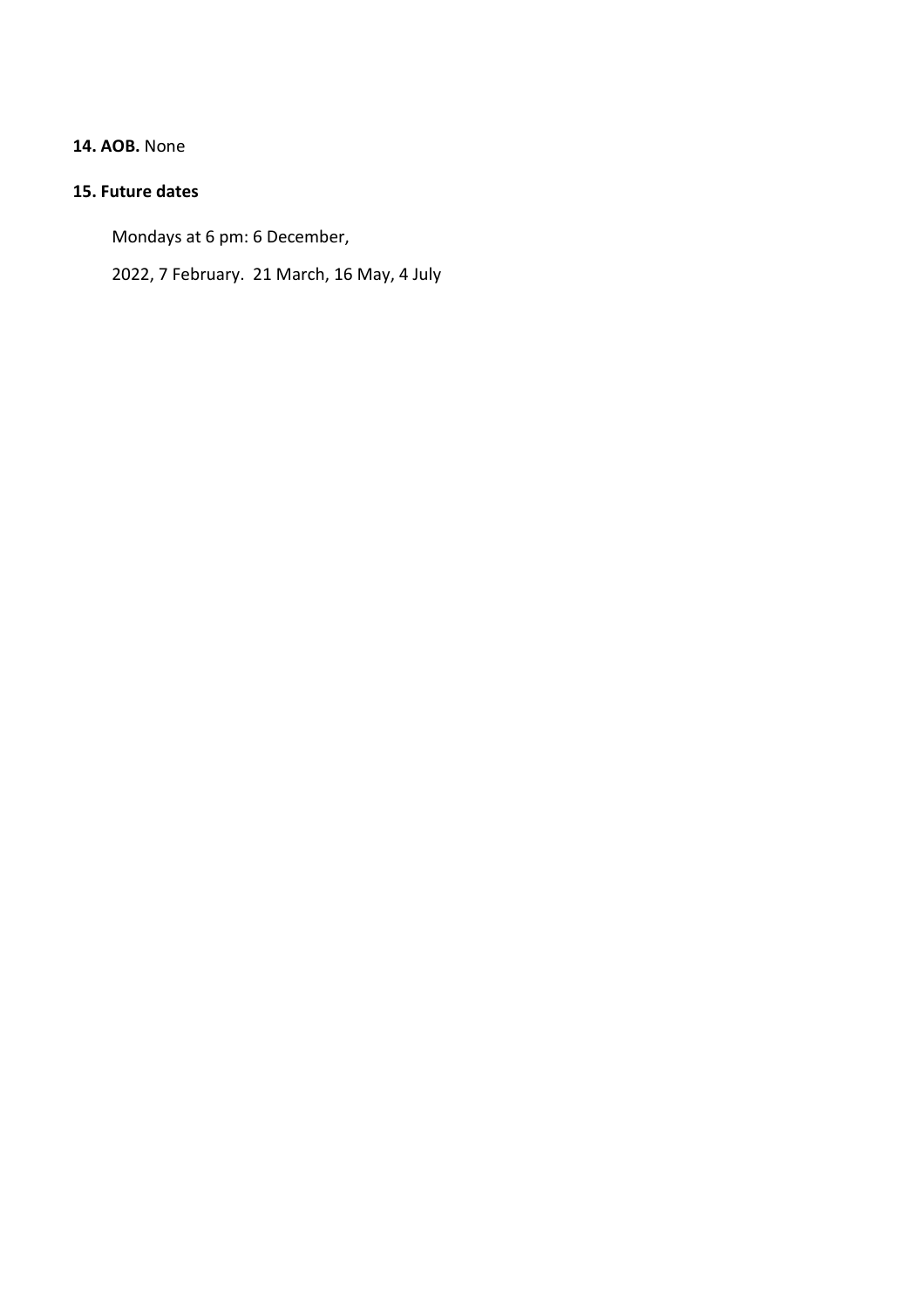**14. AOB.** None

**15. Future dates**

Mondays at 6 pm: 6 December,

2022, 7 February.  21 March, 16 May, 4 July